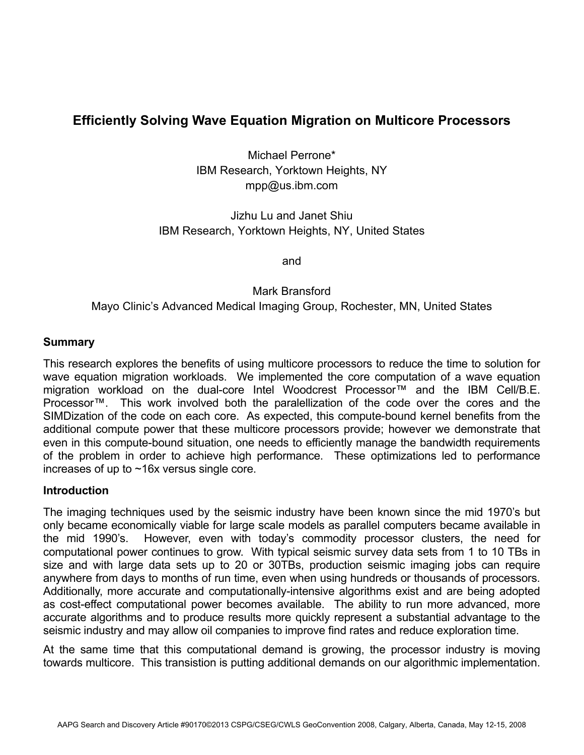# Efficiently Solving Wave Equation Migration on Multicore Processors

Michael Perrone*
IBM Research, Yorktown Heights, NY
mpp@us.ibm.com

Jizhu Lu and Janet Shiu
IBM Research, Yorktown Heights, NY, United States

and

Mark Bransford
Mayo Clinic's Advanced Medical Imaging Group, Rochester, MN, United States

## Summary

This research explores the benefits of using multicore processors to reduce the time to solution for wave equation migration workloads. We implemented the core computation of a wave equation migration workload on the dual-core Intel Woodcrest Processor™ and the IBM Cell/B.E. Processor™. This work involved both the paralellization of the code over the cores and the SIMDization of the code on each core. As expected, this compute-bound kernel benefits from the additional compute power that these multicore processors provide; however we demonstrate that even in this compute-bound situation, one needs to efficiently manage the bandwidth requirements of the problem in order to achieve high performance. These optimizations led to performance increases of up to ~16x versus single core.

## Introduction

The imaging techniques used by the seismic industry have been known since the mid 1970's but only became economically viable for large scale models as parallel computers became available in the mid 1990's. However, even with today's commodity processor clusters, the need for computational power continues to grow. With typical seismic survey data sets from 1 to 10 TBs in size and with large data sets up to 20 or 30TBs, production seismic imaging jobs can require anywhere from days to months of run time, even when using hundreds or thousands of processors. Additionally, more accurate and computationally-intensive algorithms exist and are being adopted as cost-effect computational power becomes available. The ability to run more advanced, more accurate algorithms and to produce results more quickly represent a substantial advantage to the seismic industry and may allow oil companies to improve find rates and reduce exploration time.

At the same time that this computational demand is growing, the processor industry is moving towards multicore. This transistion is putting additional demands on our algorithmic implementation.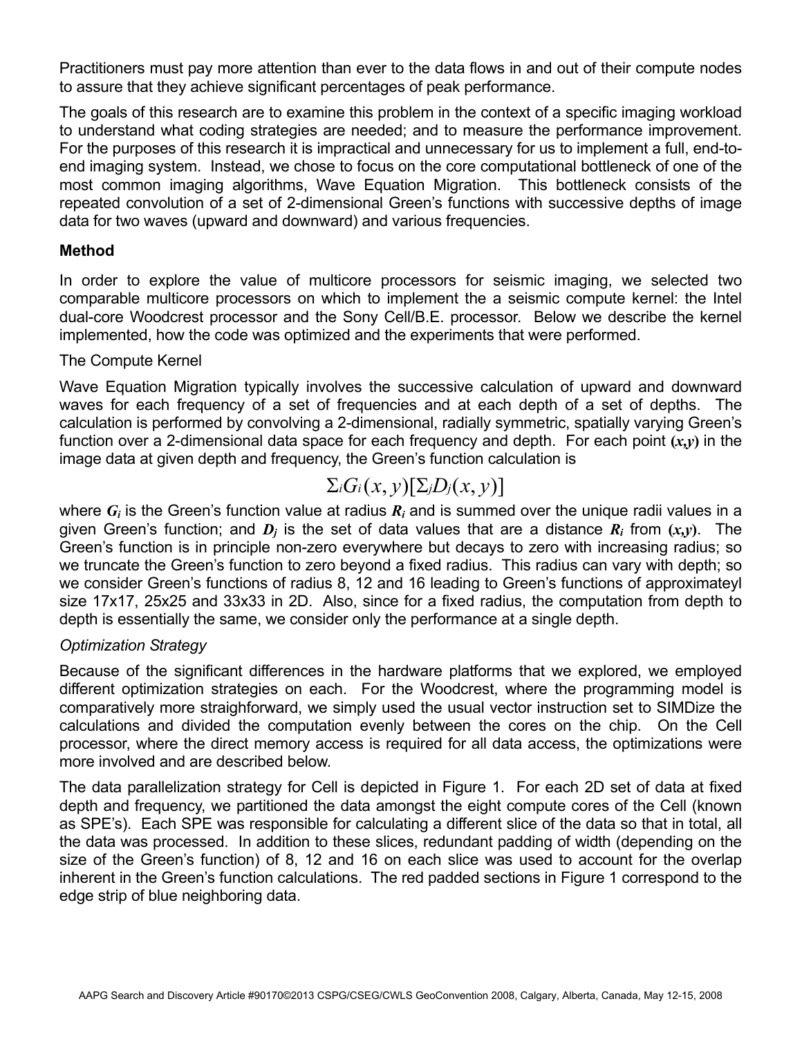Practitioners must pay more attention than ever to the data flows in and out of their compute nodes to assure that they achieve significant percentages of peak performance.

The goals of this research are to examine this problem in the context of a specific imaging workload to understand what coding strategies are needed; and to measure the performance improvement. For the purposes of this research it is impractical and unnecessary for us to implement a full, end-to-end imaging system. Instead, we chose to focus on the core computational bottleneck of one of the most common imaging algorithms, Wave Equation Migration. This bottleneck consists of the repeated convolution of a set of 2-dimensional Green's functions with successive depths of image data for two waves (upward and downward) and various frequencies.

## Method

In order to explore the value of multicore processors for seismic imaging, we selected two comparable multicore processors on which to implement the a seismic compute kernel: the Intel dual-core Woodcrest processor and the Sony Cell/B.E. processor. Below we describe the kernel implemented, how the code was optimized and the experiments that were performed.

### The Compute Kernel

Wave Equation Migration typically involves the successive calculation of upward and downward waves for each frequency of a set of frequencies and at each depth of a set of depths. The calculation is performed by convolving a 2-dimensional, radially symmetric, spatially varying Green's function over a 2-dimensional data space for each frequency and depth. For each point $(x,y)$ in the image data at given depth and frequency, the Green's function calculation is

$$\Sigma_i G_i(x,y)[\Sigma_j D_j(x,y)]$$

where $G_i$ is the Green's function value at radius $R_i$ and is summed over the unique radii values in a given Green's function; and $D_j$ is the set of data values that are a distance $R_i$ from $(x,y)$. The Green's function is in principle non-zero everywhere but decays to zero with increasing radius; so we truncate the Green's function to zero beyond a fixed radius. This radius can vary with depth; so we consider Green's functions of radius 8, 12 and 16 leading to Green's functions of approximateyl size 17x17, 25x25 and 33x33 in 2D. Also, since for a fixed radius, the computation from depth to depth is essentially the same, we consider only the performance at a single depth.

### *Optimization Strategy*

Because of the significant differences in the hardware platforms that we explored, we employed different optimization strategies on each. For the Woodcrest, where the programming model is comparatively more straighforward, we simply used the usual vector instruction set to SIMDize the calculations and divided the computation evenly between the cores on the chip. On the Cell processor, where the direct memory access is required for all data access, the optimizations were more involved and are described below.

The data parallelization strategy for Cell is depicted in Figure 1. For each 2D set of data at fixed depth and frequency, we partitioned the data amongst the eight compute cores of the Cell (known as SPE's). Each SPE was responsible for calculating a different slice of the data so that in total, all the data was processed. In addition to these slices, redundant padding of width (depending on the size of the Green's function) of 8, 12 and 16 on each slice was used to account for the overlap inherent in the Green's function calculations. The red padded sections in Figure 1 correspond to the edge strip of blue neighboring data.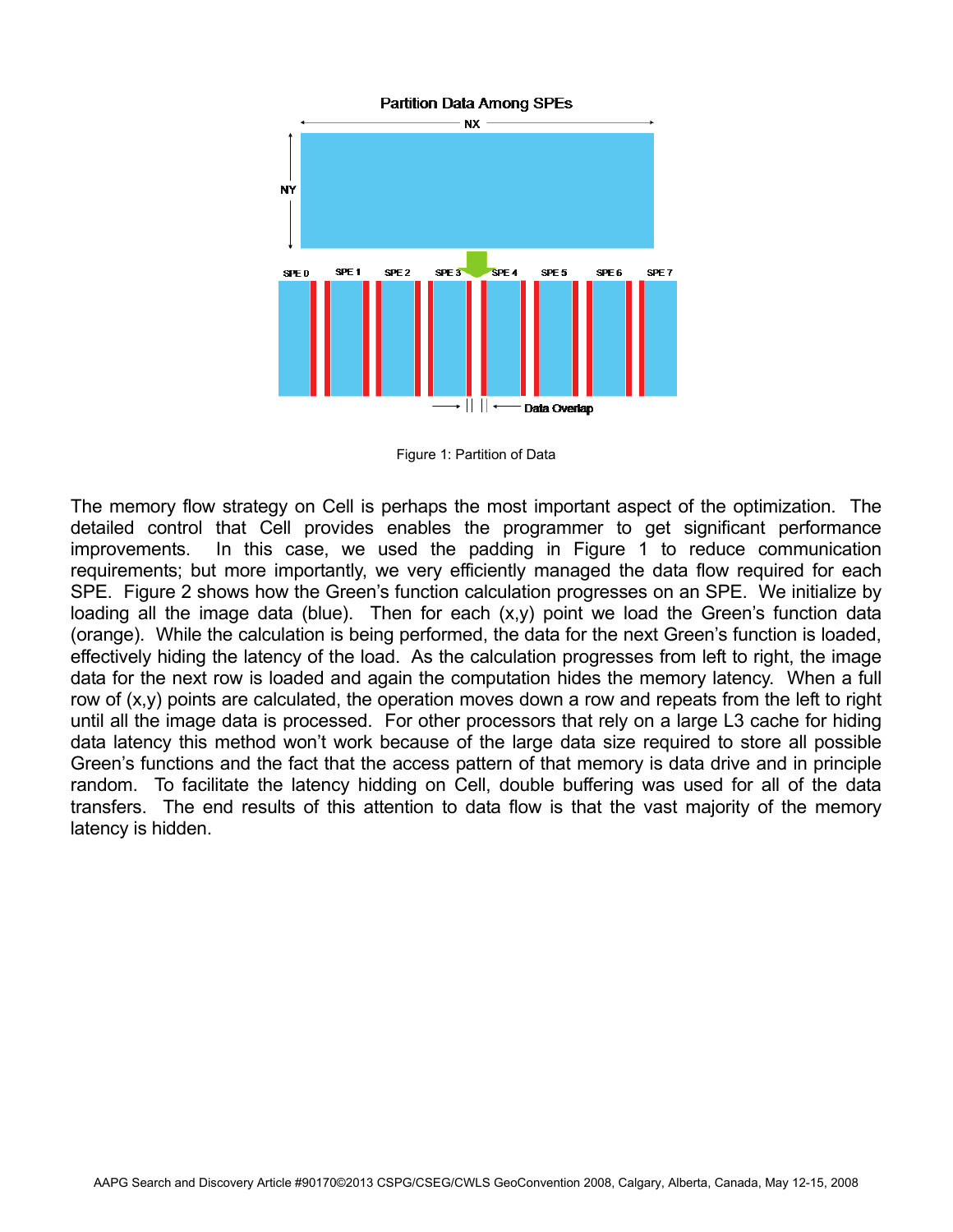Figure 1: Partition of Data

The memory flow strategy on Cell is perhaps the most important aspect of the optimization. The detailed control that Cell provides enables the programmer to get significant performance improvements. In this case, we used the padding in Figure 1 to reduce communication requirements; but more importantly, we very efficiently managed the data flow required for each SPE. Figure 2 shows how the Green's function calculation progresses on an SPE. We initialize by loading all the image data (blue). Then for each (x,y) point we load the Green's function data (orange). While the calculation is being performed, the data for the next Green's function is loaded, effectively hiding the latency of the load. As the calculation progresses from left to right, the image data for the next row is loaded and again the computation hides the memory latency. When a full row of (x,y) points are calculated, the operation moves down a row and repeats from the left to right until all the image data is processed. For other processors that rely on a large L3 cache for hiding data latency this method won't work because of the large data size required to store all possible Green's functions and the fact that the access pattern of that memory is data drive and in principle random. To facilitate the latency hidding on Cell, double buffering was used for all of the data transfers. The end results of this attention to data flow is that the vast majority of the memory latency is hidden.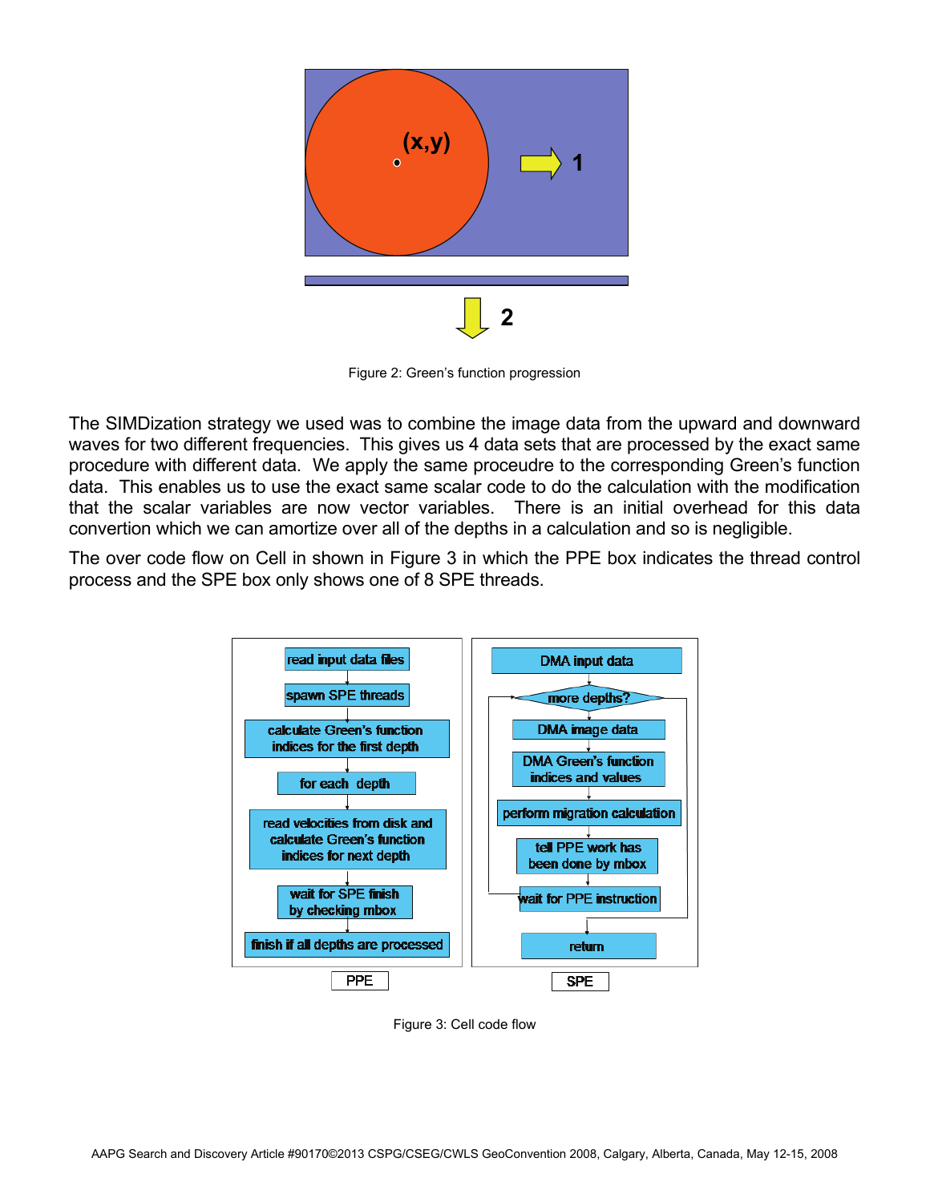Figure 2: Green's function progression

The SIMDization strategy we used was to combine the image data from the upward and downward waves for two different frequencies. This gives us 4 data sets that are processed by the exact same procedure with different data. We apply the same proceudre to the corresponding Green's function data. This enables us to use the exact same scalar code to do the calculation with the modification that the scalar variables are now vector variables. There is an initial overhead for this data convertion which we can amortize over all of the depths in a calculation and so is negligible.

The over code flow on Cell in shown in Figure 3 in which the PPE box indicates the thread control process and the SPE box only shows one of 8 SPE threads.

Figure 3: Cell code flow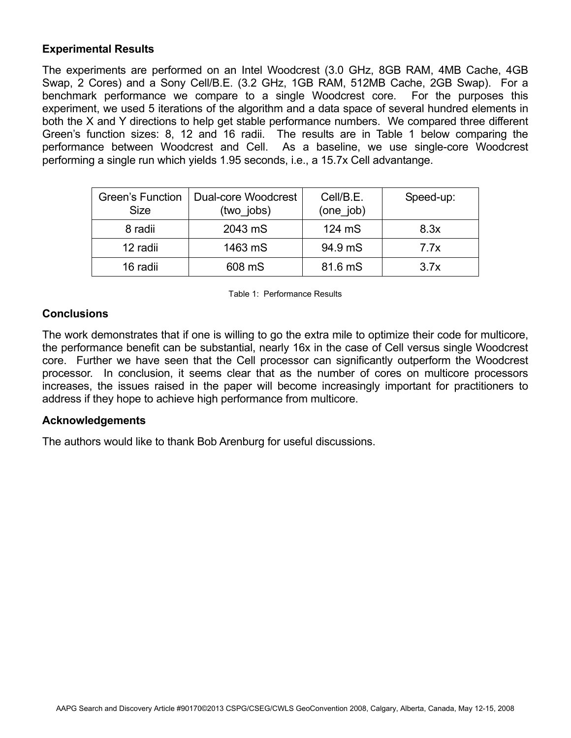### Experimental Results

The experiments are performed on an Intel Woodcrest (3.0 GHz, 8GB RAM, 4MB Cache, 4GB Swap, 2 Cores) and a Sony Cell/B.E. (3.2 GHz, 1GB RAM, 512MB Cache, 2GB Swap). For a benchmark performance we compare to a single Woodcrest core. For the purposes this experiment, we used 5 iterations of the algorithm and a data space of several hundred elements in both the X and Y directions to help get stable performance numbers. We compared three different Green's function sizes: 8, 12 and 16 radii. The results are in Table 1 below comparing the performance between Woodcrest and Cell. As a baseline, we use single-core Woodcrest performing a single run which yields 1.95 seconds, i.e., a 15.7x Cell advantange.

| Green's Function Size | Dual-core Woodcrest (two_jobs) | Cell/B.E. (one_job) | Speed-up: |
|---|---|---|---|
| 8 radii | 2043 mS | 124 mS | 8.3x |
| 12 radii | 1463 mS | 94.9 mS | 7.7x |
| 16 radii | 608 mS | 81.6 mS | 3.7x |

Table 1: Performance Results

### Conclusions

The work demonstrates that if one is willing to go the extra mile to optimize their code for multicore, the performance benefit can be substantial, nearly 16x in the case of Cell versus single Woodcrest core. Further we have seen that the Cell processor can significantly outperform the Woodcrest processor. In conclusion, it seems clear that as the number of cores on multicore processors increases, the issues raised in the paper will become increasingly important for practitioners to address if they hope to achieve high performance from multicore.

### Acknowledgements

The authors would like to thank Bob Arenburg for useful discussions.